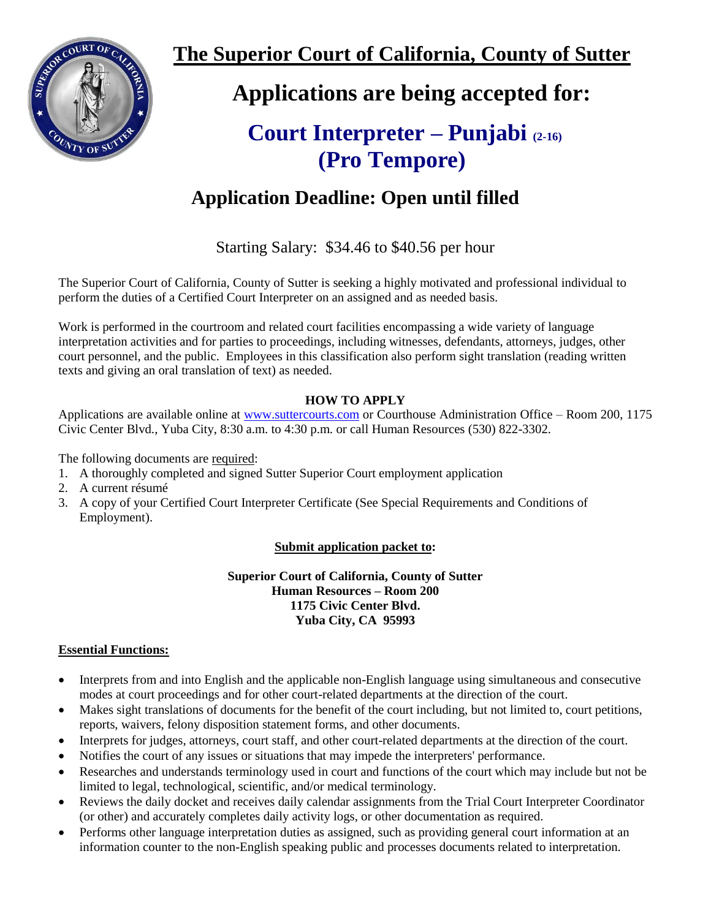# The Superior Court of California, County of Sutter

## Applications are being accepted for:

## Court Interpreter – Punjabi (2-16) (Pro Tempore)

## Application Deadline: Open until filled

Starting Salary: $34.46 to $40.56 per hour

The Superior Court of California, County of Sutter is seeking a highly motivated and professional individual to perform the duties of a Certified Court Interpreter on an assigned and as needed basis.

Work is performed in the courtroom and related court facilities encompassing a wide variety of language interpretation activities and for parties to proceedings, including witnesses, defendants, attorneys, judges, other court personnel, and the public. Employees in this classification also perform sight translation (reading written texts and giving an oral translation of text) as needed.

**HOW TO APPLY**

Applications are available online at www.suttercourts.com or Courthouse Administration Office – Room 200, 1175 Civic Center Blvd., Yuba City, 8:30 a.m. to 4:30 p.m. or call Human Resources (530) 822-3302.

The following documents are required:

1. A thoroughly completed and signed Sutter Superior Court employment application
2. A current résumé
3. A copy of your Certified Court Interpreter Certificate (See Special Requirements and Conditions of Employment).

**Submit application packet to:**

**Superior Court of California, County of Sutter**
**Human Resources – Room 200**
**1175 Civic Center Blvd.**
**Yuba City, CA 95993**

**Essential Functions:**

- Interprets from and into English and the applicable non-English language using simultaneous and consecutive modes at court proceedings and for other court-related departments at the direction of the court.
- Makes sight translations of documents for the benefit of the court including, but not limited to, court petitions, reports, waivers, felony disposition statement forms, and other documents.
- Interprets for judges, attorneys, court staff, and other court-related departments at the direction of the court.
- Notifies the court of any issues or situations that may impede the interpreters' performance.
- Researches and understands terminology used in court and functions of the court which may include but not be limited to legal, technological, scientific, and/or medical terminology.
- Reviews the daily docket and receives daily calendar assignments from the Trial Court Interpreter Coordinator (or other) and accurately completes daily activity logs, or other documentation as required.
- Performs other language interpretation duties as assigned, such as providing general court information at an information counter to the non-English speaking public and processes documents related to interpretation.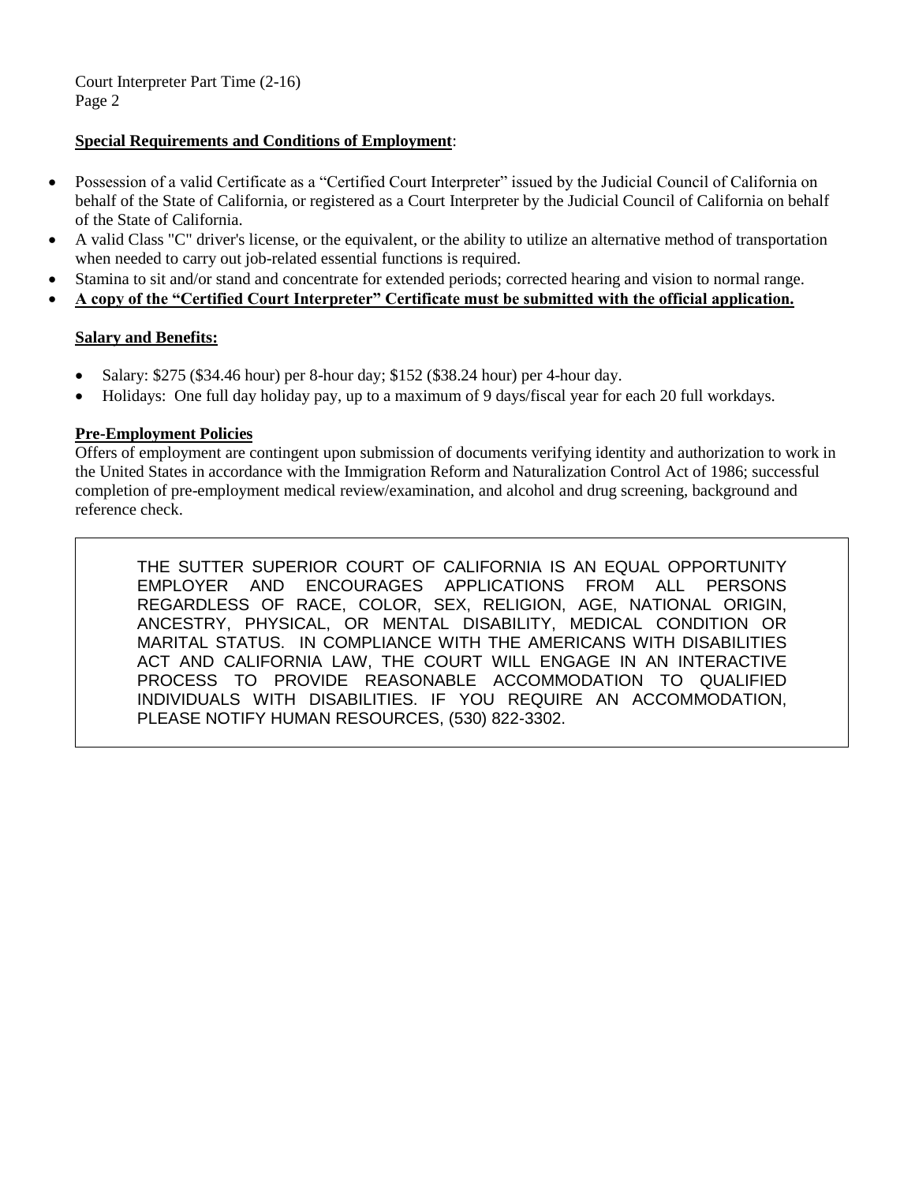**Special Requirements and Conditions of Employment**:

- Possession of a valid Certificate as a "Certified Court Interpreter" issued by the Judicial Council of California on behalf of the State of California, or registered as a Court Interpreter by the Judicial Council of California on behalf of the State of California.
- A valid Class "C" driver's license, or the equivalent, or the ability to utilize an alternative method of transportation when needed to carry out job-related essential functions is required.
- Stamina to sit and/or stand and concentrate for extended periods; corrected hearing and vision to normal range.
- **A copy of the "Certified Court Interpreter" Certificate must be submitted with the official application.**

**Salary and Benefits:**

- Salary: $275 ($34.46 hour) per 8-hour day; $152 ($38.24 hour) per 4-hour day.
- Holidays: One full day holiday pay, up to a maximum of 9 days/fiscal year for each 20 full workdays.

**Pre-Employment Policies**

Offers of employment are contingent upon submission of documents verifying identity and authorization to work in the United States in accordance with the Immigration Reform and Naturalization Control Act of 1986; successful completion of pre-employment medical review/examination, and alcohol and drug screening, background and reference check.

THE SUTTER SUPERIOR COURT OF CALIFORNIA IS AN EQUAL OPPORTUNITY EMPLOYER AND ENCOURAGES APPLICATIONS FROM ALL PERSONS REGARDLESS OF RACE, COLOR, SEX, RELIGION, AGE, NATIONAL ORIGIN, ANCESTRY, PHYSICAL, OR MENTAL DISABILITY, MEDICAL CONDITION OR MARITAL STATUS. IN COMPLIANCE WITH THE AMERICANS WITH DISABILITIES ACT AND CALIFORNIA LAW, THE COURT WILL ENGAGE IN AN INTERACTIVE PROCESS TO PROVIDE REASONABLE ACCOMMODATION TO QUALIFIED INDIVIDUALS WITH DISABILITIES. IF YOU REQUIRE AN ACCOMMODATION, PLEASE NOTIFY HUMAN RESOURCES, (530) 822-3302.